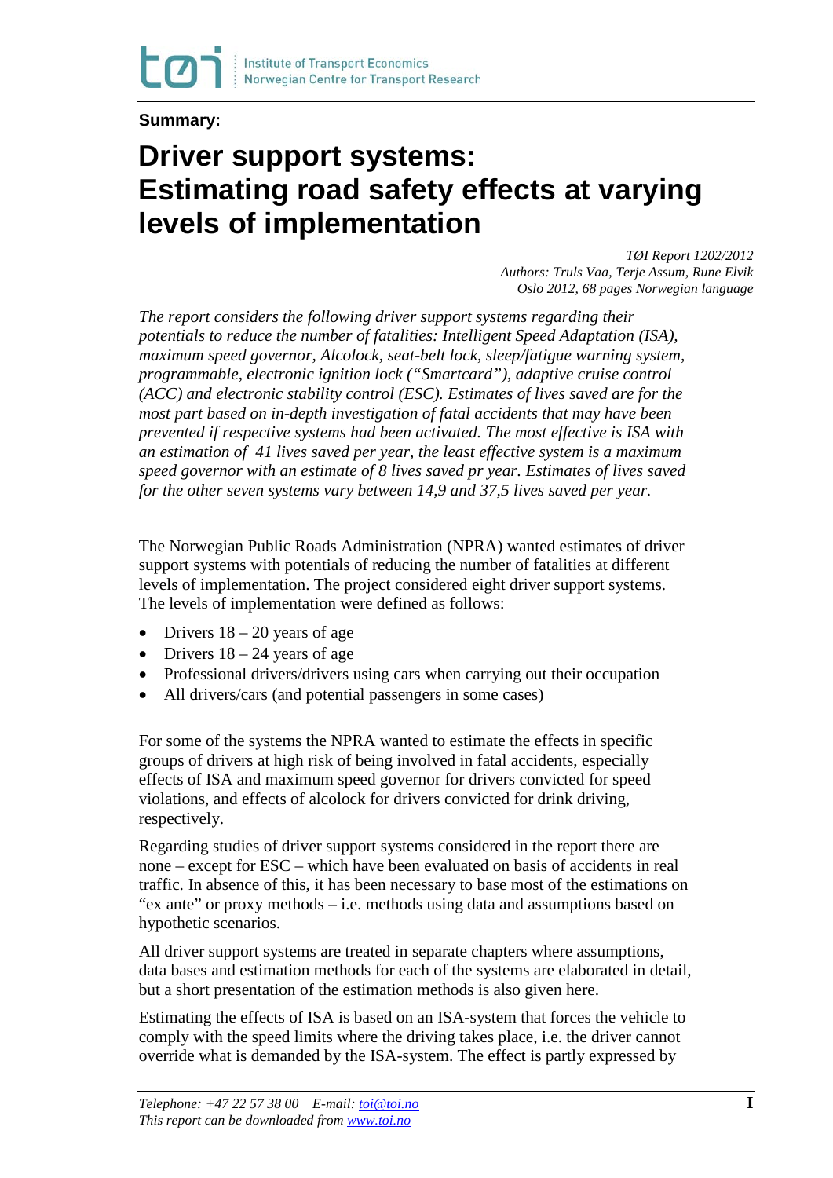**Summary:**

# Driver support systems: Estimating road safety effects at varying levels of implementation

*TØI Report 1202/2012*
*Authors: Truls Vaa, Terje Assum, Rune Elvik*
*Oslo 2012, 68 pages Norwegian language*

*The report considers the following driver support systems regarding their potentials to reduce the number of fatalities: Intelligent Speed Adaptation (ISA), maximum speed governor, Alcolock, seat-belt lock, sleep/fatigue warning system, programmable, electronic ignition lock ("Smartcard"), adaptive cruise control (ACC) and electronic stability control (ESC). Estimates of lives saved are for the most part based on in-depth investigation of fatal accidents that may have been prevented if respective systems had been activated. The most effective is ISA with an estimation of 41 lives saved per year, the least effective system is a maximum speed governor with an estimate of 8 lives saved pr year. Estimates of lives saved for the other seven systems vary between 14,9 and 37,5 lives saved per year.*

The Norwegian Public Roads Administration (NPRA) wanted estimates of driver support systems with potentials of reducing the number of fatalities at different levels of implementation. The project considered eight driver support systems. The levels of implementation were defined as follows:

- Drivers 18 – 20 years of age
- Drivers 18 – 24 years of age
- Professional drivers/drivers using cars when carrying out their occupation
- All drivers/cars (and potential passengers in some cases)

For some of the systems the NPRA wanted to estimate the effects in specific groups of drivers at high risk of being involved in fatal accidents, especially effects of ISA and maximum speed governor for drivers convicted for speed violations, and effects of alcolock for drivers convicted for drink driving, respectively.

Regarding studies of driver support systems considered in the report there are none – except for ESC – which have been evaluated on basis of accidents in real traffic. In absence of this, it has been necessary to base most of the estimations on "ex ante" or proxy methods – i.e. methods using data and assumptions based on hypothetic scenarios.

All driver support systems are treated in separate chapters where assumptions, data bases and estimation methods for each of the systems are elaborated in detail, but a short presentation of the estimation methods is also given here.

Estimating the effects of ISA is based on an ISA-system that forces the vehicle to comply with the speed limits where the driving takes place, i.e. the driver cannot override what is demanded by the ISA-system. The effect is partly expressed by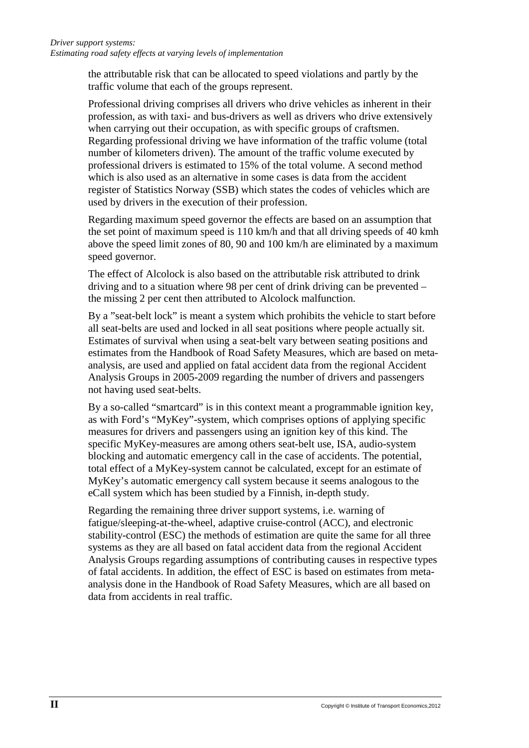the attributable risk that can be allocated to speed violations and partly by the traffic volume that each of the groups represent.

Professional driving comprises all drivers who drive vehicles as inherent in their profession, as with taxi- and bus-drivers as well as drivers who drive extensively when carrying out their occupation, as with specific groups of craftsmen. Regarding professional driving we have information of the traffic volume (total number of kilometers driven). The amount of the traffic volume executed by professional drivers is estimated to 15% of the total volume. A second method which is also used as an alternative in some cases is data from the accident register of Statistics Norway (SSB) which states the codes of vehicles which are used by drivers in the execution of their profession.

Regarding maximum speed governor the effects are based on an assumption that the set point of maximum speed is 110 km/h and that all driving speeds of 40 kmh above the speed limit zones of 80, 90 and 100 km/h are eliminated by a maximum speed governor.

The effect of Alcolock is also based on the attributable risk attributed to drink driving and to a situation where 98 per cent of drink driving can be prevented – the missing 2 per cent then attributed to Alcolock malfunction.

By a "seat-belt lock" is meant a system which prohibits the vehicle to start before all seat-belts are used and locked in all seat positions where people actually sit. Estimates of survival when using a seat-belt vary between seating positions and estimates from the Handbook of Road Safety Measures, which are based on meta-analysis, are used and applied on fatal accident data from the regional Accident Analysis Groups in 2005-2009 regarding the number of drivers and passengers not having used seat-belts.

By a so-called "smartcard" is in this context meant a programmable ignition key, as with Ford's "MyKey"-system, which comprises options of applying specific measures for drivers and passengers using an ignition key of this kind. The specific MyKey-measures are among others seat-belt use, ISA, audio-system blocking and automatic emergency call in the case of accidents. The potential, total effect of a MyKey-system cannot be calculated, except for an estimate of MyKey's automatic emergency call system because it seems analogous to the eCall system which has been studied by a Finnish, in-depth study.

Regarding the remaining three driver support systems, i.e. warning of fatigue/sleeping-at-the-wheel, adaptive cruise-control (ACC), and electronic stability-control (ESC) the methods of estimation are quite the same for all three systems as they are all based on fatal accident data from the regional Accident Analysis Groups regarding assumptions of contributing causes in respective types of fatal accidents. In addition, the effect of ESC is based on estimates from meta-analysis done in the Handbook of Road Safety Measures, which are all based on data from accidents in real traffic.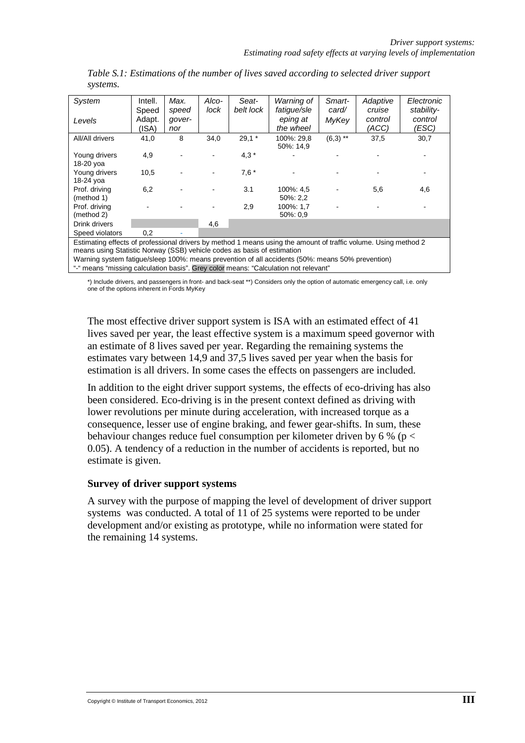*Table S.1: Estimations of the number of lives saved according to selected driver support systems.*

| *System* / *Levels* | Intell. Speed Adapt. (ISA) | *Max. speed gover-nor* | *Alco-lock* | *Seat-belt lock* | *Warning of fatigue/sleeping at the wheel* | *Smart-card/ MyKey* | *Adaptive cruise control (ACC)* | *Electronic stability-control (ESC)* |
|---|---|---|---|---|---|---|---|---|
| All/All drivers | 41,0 | 8 | 34,0 | 29,1 * | 100%: 29,8 50%: 14,9 | (6,3) ** | 37,5 | 30,7 |
| Young drivers 18-20 yoa | 4,9 | - | - | 4,3 * | - | - | - | - |
| Young drivers 18-24 yoa | 10,5 | - | - | 7,6 * | - | - | - | - |
| Prof. driving (method 1) | 6,2 | - | - | 3.1 | 100%: 4,5 50%: 2,2 | - | 5,6 | 4,6 |
| Prof. driving (method 2) | - | - | - | 2,9 | 100%: 1,7 50%: 0,9 | - | - | - |
| Drink drivers | | | 4,6 | | | | | |
| Speed violators | 0,2 | - | | | | | | |

Estimating effects of professional drivers by method 1 means using the amount of traffic volume. Using method 2 means using Statistic Norway (SSB) vehicle codes as basis of estimation
Warning system fatigue/sleep 100%: means prevention of all accidents (50%: means 50% prevention)
"-" means "missing calculation basis". Grey color means: "Calculation not relevant"

*) Include drivers, and passengers in front- and back-seat **) Considers only the option of automatic emergency call, i.e. only one of the options inherent in Fords MyKey

The most effective driver support system is ISA with an estimated effect of 41 lives saved per year, the least effective system is a maximum speed governor with an estimate of 8 lives saved per year. Regarding the remaining systems the estimates vary between 14,9 and 37,5 lives saved per year when the basis for estimation is all drivers. In some cases the effects on passengers are included.

In addition to the eight driver support systems, the effects of eco-driving has also been considered. Eco-driving is in the present context defined as driving with lower revolutions per minute during acceleration, with increased torque as a consequence, lesser use of engine braking, and fewer gear-shifts. In sum, these behaviour changes reduce fuel consumption per kilometer driven by 6 % ($p < 0.05$). A tendency of a reduction in the number of accidents is reported, but no estimate is given.

**Survey of driver support systems**

A survey with the purpose of mapping the level of development of driver support systems was conducted. A total of 11 of 25 systems were reported to be under development and/or existing as prototype, while no information were stated for the remaining 14 systems.